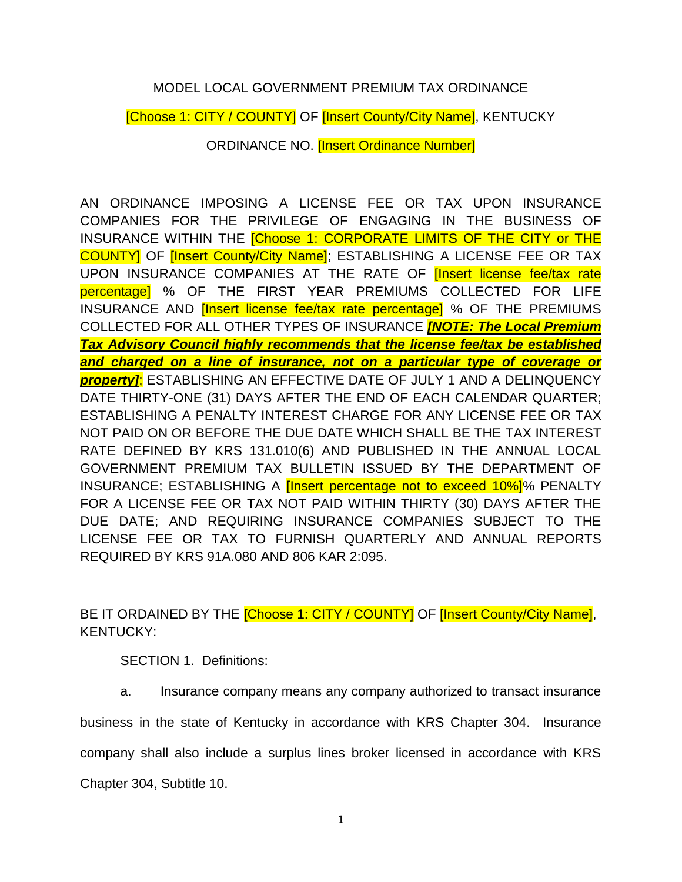MODEL LOCAL GOVERNMENT PREMIUM TAX ORDINANCE

[Choose 1: CITY / COUNTY] OF [Insert County/City Name], KENTUCKY

ORDINANCE NO. [Insert Ordinance Number]

AN ORDINANCE IMPOSING A LICENSE FEE OR TAX UPON INSURANCE COMPANIES FOR THE PRIVILEGE OF ENGAGING IN THE BUSINESS OF INSURANCE WITHIN THE [Choose 1: CORPORATE LIMITS OF THE CITY or THE COUNTY] OF [Insert County/City Name]; ESTABLISHING A LICENSE FEE OR TAX UPON INSURANCE COMPANIES AT THE RATE OF [Insert license fee/tax rate percentage] % OF THE FIRST YEAR PREMIUMS COLLECTED FOR LIFE INSURANCE AND [Insert license fee/tax rate percentage] % OF THE PREMIUMS COLLECTED FOR ALL OTHER TYPES OF INSURANCE ***[NOTE: The Local Premium Tax Advisory Council highly recommends that the license fee/tax be established and charged on a line of insurance, not on a particular type of coverage or property]***; ESTABLISHING AN EFFECTIVE DATE OF JULY 1 AND A DELINQUENCY DATE THIRTY-ONE (31) DAYS AFTER THE END OF EACH CALENDAR QUARTER; ESTABLISHING A PENALTY INTEREST CHARGE FOR ANY LICENSE FEE OR TAX NOT PAID ON OR BEFORE THE DUE DATE WHICH SHALL BE THE TAX INTEREST RATE DEFINED BY KRS 131.010(6) AND PUBLISHED IN THE ANNUAL LOCAL GOVERNMENT PREMIUM TAX BULLETIN ISSUED BY THE DEPARTMENT OF INSURANCE; ESTABLISHING A [Insert percentage not to exceed 10%]% PENALTY FOR A LICENSE FEE OR TAX NOT PAID WITHIN THIRTY (30) DAYS AFTER THE DUE DATE; AND REQUIRING INSURANCE COMPANIES SUBJECT TO THE LICENSE FEE OR TAX TO FURNISH QUARTERLY AND ANNUAL REPORTS REQUIRED BY KRS 91A.080 AND 806 KAR 2:095.

BE IT ORDAINED BY THE [Choose 1: CITY / COUNTY] OF [Insert County/City Name], KENTUCKY:

SECTION 1. Definitions:

a. Insurance company means any company authorized to transact insurance business in the state of Kentucky in accordance with KRS Chapter 304. Insurance company shall also include a surplus lines broker licensed in accordance with KRS Chapter 304, Subtitle 10.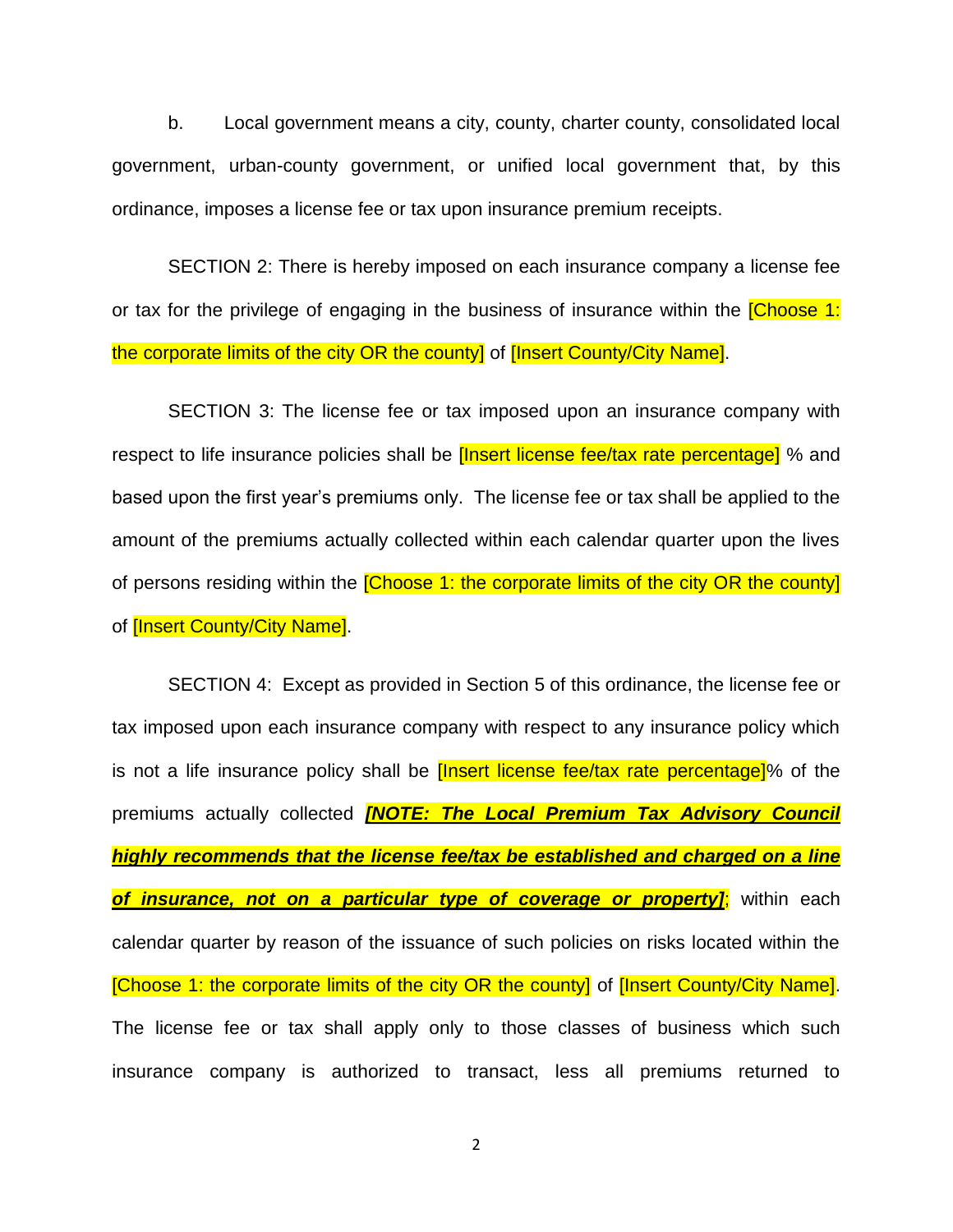b. Local government means a city, county, charter county, consolidated local government, urban-county government, or unified local government that, by this ordinance, imposes a license fee or tax upon insurance premium receipts.

SECTION 2: There is hereby imposed on each insurance company a license fee or tax for the privilege of engaging in the business of insurance within the [Choose 1: the corporate limits of the city OR the county] of [Insert County/City Name].

SECTION 3: The license fee or tax imposed upon an insurance company with respect to life insurance policies shall be [Insert license fee/tax rate percentage] % and based upon the first year's premiums only. The license fee or tax shall be applied to the amount of the premiums actually collected within each calendar quarter upon the lives of persons residing within the [Choose 1: the corporate limits of the city OR the county] of [Insert County/City Name].

SECTION 4: Except as provided in Section 5 of this ordinance, the license fee or tax imposed upon each insurance company with respect to any insurance policy which is not a life insurance policy shall be [Insert license fee/tax rate percentage]% of the premiums actually collected ***[NOTE: The Local Premium Tax Advisory Council highly recommends that the license fee/tax be established and charged on a line of insurance, not on a particular type of coverage or property]***; within each calendar quarter by reason of the issuance of such policies on risks located within the [Choose 1: the corporate limits of the city OR the county] of [Insert County/City Name]. The license fee or tax shall apply only to those classes of business which such insurance company is authorized to transact, less all premiums returned to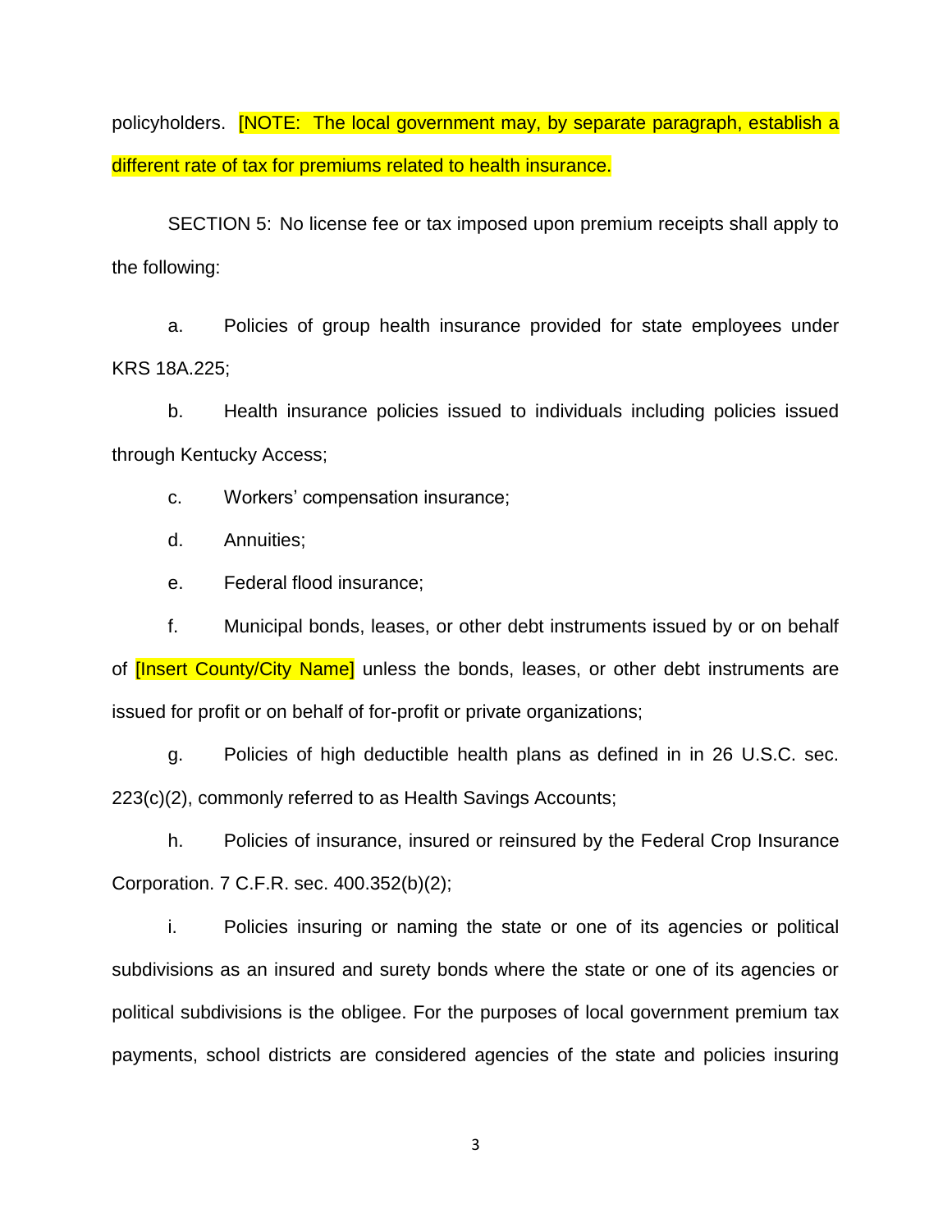policyholders. [NOTE: The local government may, by separate paragraph, establish a different rate of tax for premiums related to health insurance.

SECTION 5: No license fee or tax imposed upon premium receipts shall apply to the following:

a. Policies of group health insurance provided for state employees under KRS 18A.225;

b. Health insurance policies issued to individuals including policies issued through Kentucky Access;

c. Workers' compensation insurance;

d. Annuities;

e. Federal flood insurance;

f. Municipal bonds, leases, or other debt instruments issued by or on behalf of [Insert County/City Name] unless the bonds, leases, or other debt instruments are issued for profit or on behalf of for-profit or private organizations;

g. Policies of high deductible health plans as defined in in 26 U.S.C. sec. 223(c)(2), commonly referred to as Health Savings Accounts;

h. Policies of insurance, insured or reinsured by the Federal Crop Insurance Corporation. 7 C.F.R. sec. 400.352(b)(2);

i. Policies insuring or naming the state or one of its agencies or political subdivisions as an insured and surety bonds where the state or one of its agencies or political subdivisions is the obligee. For the purposes of local government premium tax payments, school districts are considered agencies of the state and policies insuring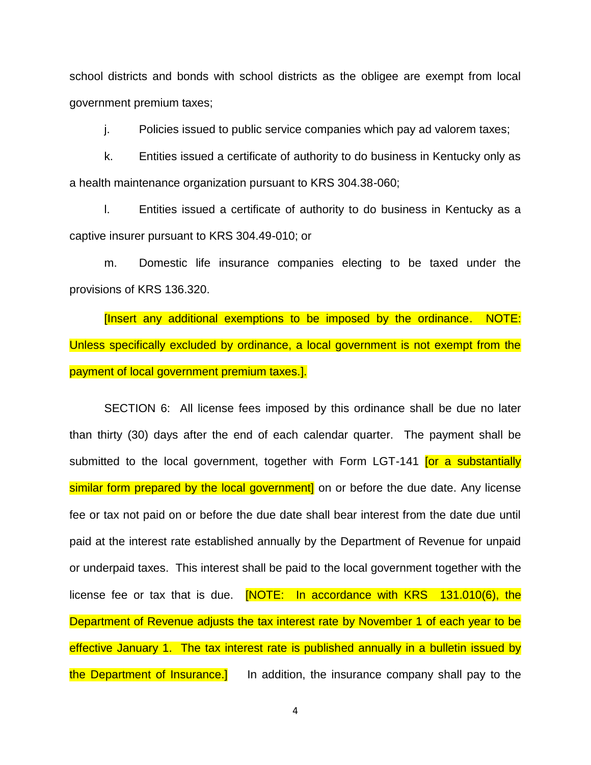school districts and bonds with school districts as the obligee are exempt from local government premium taxes;

j. Policies issued to public service companies which pay ad valorem taxes;

k. Entities issued a certificate of authority to do business in Kentucky only as a health maintenance organization pursuant to KRS 304.38-060;

l. Entities issued a certificate of authority to do business in Kentucky as a captive insurer pursuant to KRS 304.49-010; or

m. Domestic life insurance companies electing to be taxed under the provisions of KRS 136.320.

[Insert any additional exemptions to be imposed by the ordinance. NOTE: Unless specifically excluded by ordinance, a local government is not exempt from the payment of local government premium taxes.].

SECTION 6: All license fees imposed by this ordinance shall be due no later than thirty (30) days after the end of each calendar quarter. The payment shall be submitted to the local government, together with Form LGT-141 [or a substantially similar form prepared by the local government] on or before the due date. Any license fee or tax not paid on or before the due date shall bear interest from the date due until paid at the interest rate established annually by the Department of Revenue for unpaid or underpaid taxes. This interest shall be paid to the local government together with the license fee or tax that is due. [NOTE: In accordance with KRS 131.010(6), the Department of Revenue adjusts the tax interest rate by November 1 of each year to be effective January 1. The tax interest rate is published annually in a bulletin issued by the Department of Insurance.] In addition, the insurance company shall pay to the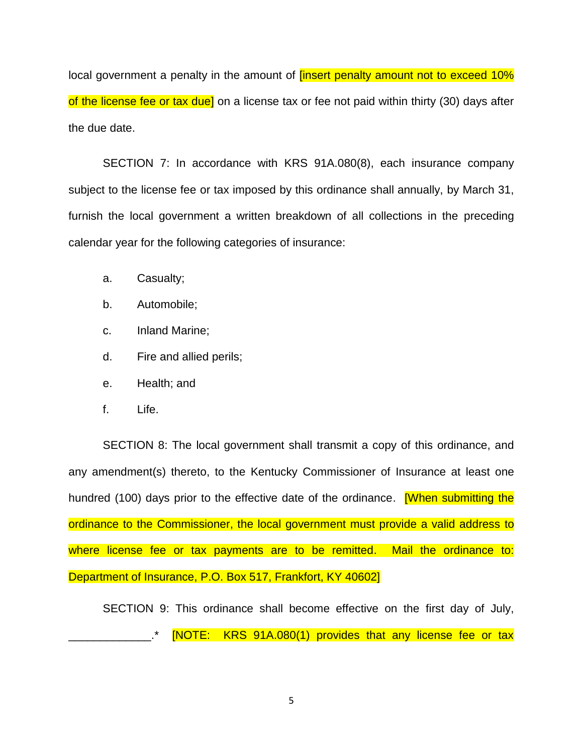local government a penalty in the amount of [insert penalty amount not to exceed 10% of the license fee or tax due] on a license tax or fee not paid within thirty (30) days after the due date.

SECTION 7: In accordance with KRS 91A.080(8), each insurance company subject to the license fee or tax imposed by this ordinance shall annually, by March 31, furnish the local government a written breakdown of all collections in the preceding calendar year for the following categories of insurance:

a. Casualty;

b. Automobile;

c. Inland Marine;

d. Fire and allied perils;

e. Health; and

f. Life.

SECTION 8: The local government shall transmit a copy of this ordinance, and any amendment(s) thereto, to the Kentucky Commissioner of Insurance at least one hundred (100) days prior to the effective date of the ordinance. [When submitting the ordinance to the Commissioner, the local government must provide a valid address to where license fee or tax payments are to be remitted. Mail the ordinance to: Department of Insurance, P.O. Box 517, Frankfort, KY 40602]

SECTION 9: This ordinance shall become effective on the first day of July, _____________.* [NOTE: KRS 91A.080(1) provides that any license fee or tax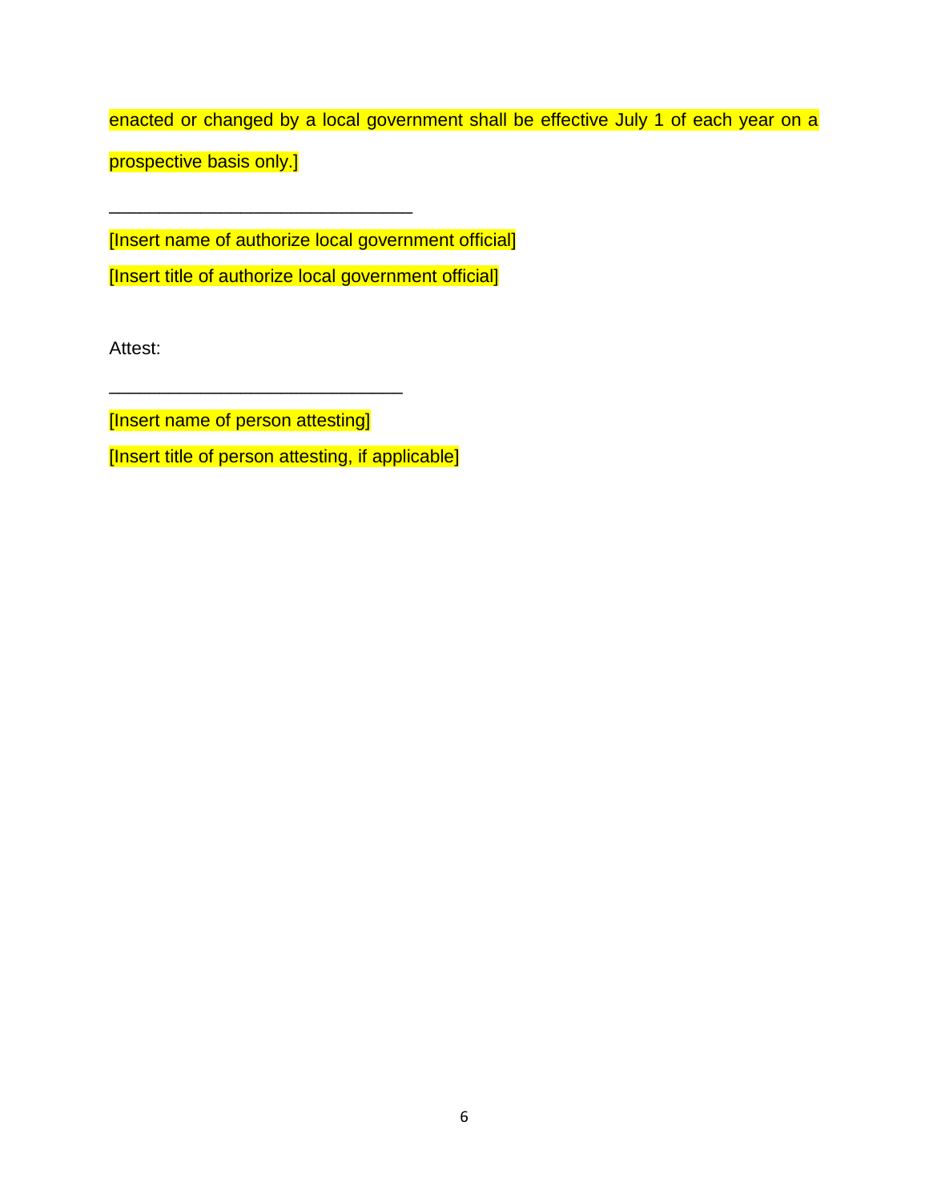enacted or changed by a local government shall be effective July 1 of each year on a prospective basis only.]

\_\_\_\_\_\_\_\_\_\_\_\_\_\_\_\_\_\_\_\_\_\_\_\_\_\_\_\_\_\_

[Insert name of authorize local government official]

[Insert title of authorize local government official]

Attest:

\_\_\_\_\_\_\_\_\_\_\_\_\_\_\_\_\_\_\_\_\_\_\_\_\_\_\_\_\_

[Insert name of person attesting]

[Insert title of person attesting, if applicable]